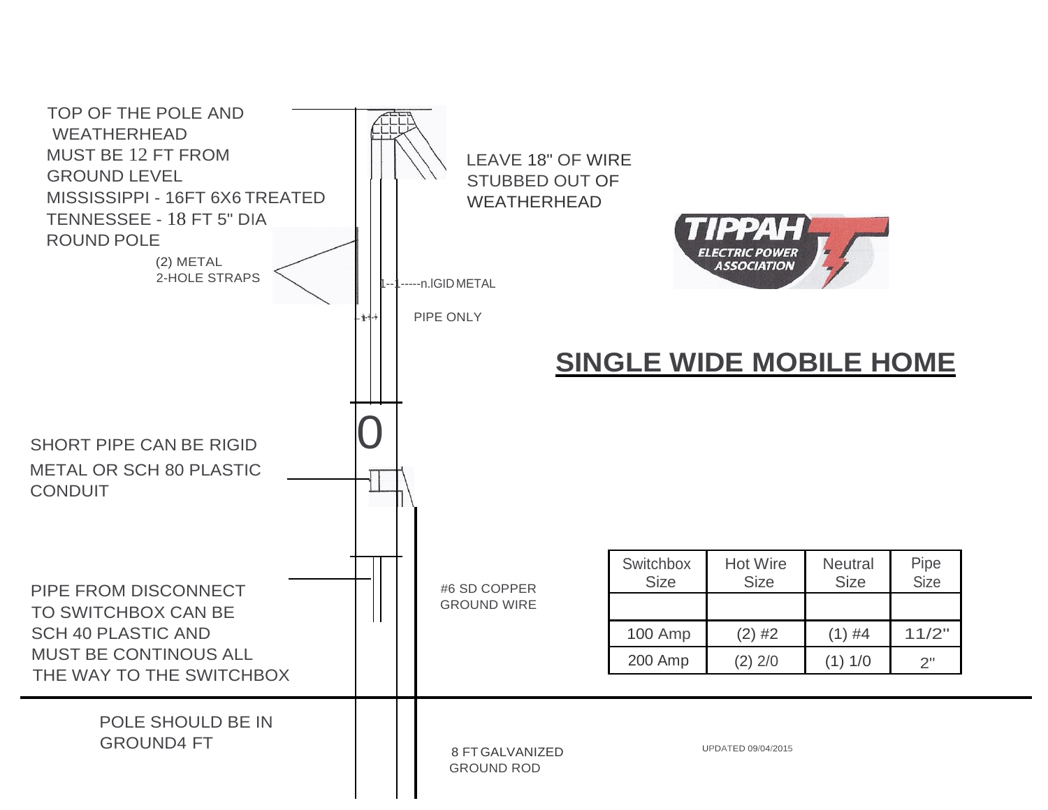TOP OF THE POLE AND WEATHERHEAD MUST BE 12 FT FROM GROUND LEVEL
MISSISSIPPI - 16FT 6X6 TREATED
TENNESSEE - 18 FT 5" DIA ROUND POLE

LEAVE 18" OF WIRE STUBBED OUT OF WEATHERHEAD

TIPPAH ELECTRIC POWER ASSOCIATION

(2) METAL 2-HOLE STRAPS

RIGID METAL PIPE ONLY

# SINGLE WIDE MOBILE HOME

SHORT PIPE CAN BE RIGID METAL OR SCH 80 PLASTIC CONDUIT

PIPE FROM DISCONNECT TO SWITCHBOX CAN BE SCH 40 PLASTIC AND MUST BE CONTINOUS ALL THE WAY TO THE SWITCHBOX

#6 SD COPPER GROUND WIRE

| Switchbox Size | Hot Wire Size | Neutral Size | Pipe Size |
|---|---|---|---|
| | | | |
| 100 Amp | (2) #2 | (1) #4 | 11/2" |
| 200 Amp | (2) 2/0 | (1) 1/0 | 2" |

POLE SHOULD BE IN GROUND4 FT

8 FT GALVANIZED GROUND ROD

UPDATED 09/04/2015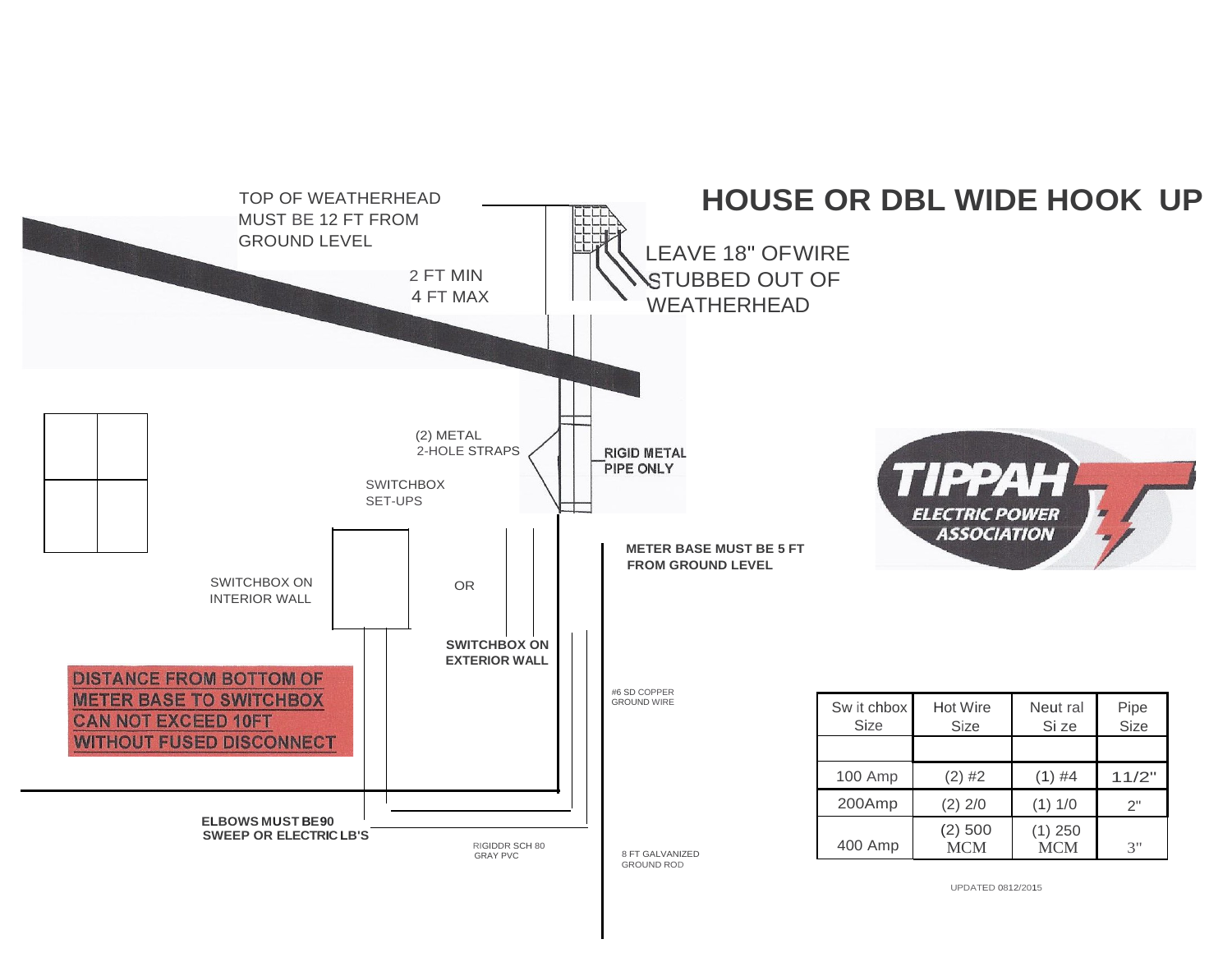# HOUSE OR DBL WIDE HOOK UP

TOP OF WEATHERHEAD MUST BE 12 FT FROM GROUND LEVEL

2 FT MIN
4 FT MAX

LEAVE 18" OF WIRE STUBBED OUT OF WEATHERHEAD

(2) METAL 2-HOLE STRAPS

**RIGID METAL PIPE ONLY**

SWITCHBOX SET-UPS

**METER BASE MUST BE 5 FT FROM GROUND LEVEL**

SWITCHBOX ON INTERIOR WALL

OR

**SWITCHBOX ON EXTERIOR WALL**

**DISTANCE FROM BOTTOM OF METER BASE TO SWITCHBOX CAN NOT EXCEED 10FT WITHOUT FUSED DISCONNECT**

#6 SD COPPER GROUND WIRE

**ELBOWS MUST BE 90 SWEEP OR ELECTRIC LB'S**

RIGIDDR SCH 80 GRAY PVC

8 FT GALVANIZED GROUND ROD

TIPPAH ELECTRIC POWER ASSOCIATION

| Switchbox Size | Hot Wire Size | Neutral Size | Pipe Size |
|---|---|---|---|
| | | | |
| 100 Amp | (2) #2 | (1) #4 | 11/2" |
| 200Amp | (2) 2/0 | (1) 1/0 | 2" |
| 400 Amp | (2) 500 MCM | (1) 250 MCM | 3" |

UPDATED 0812/2015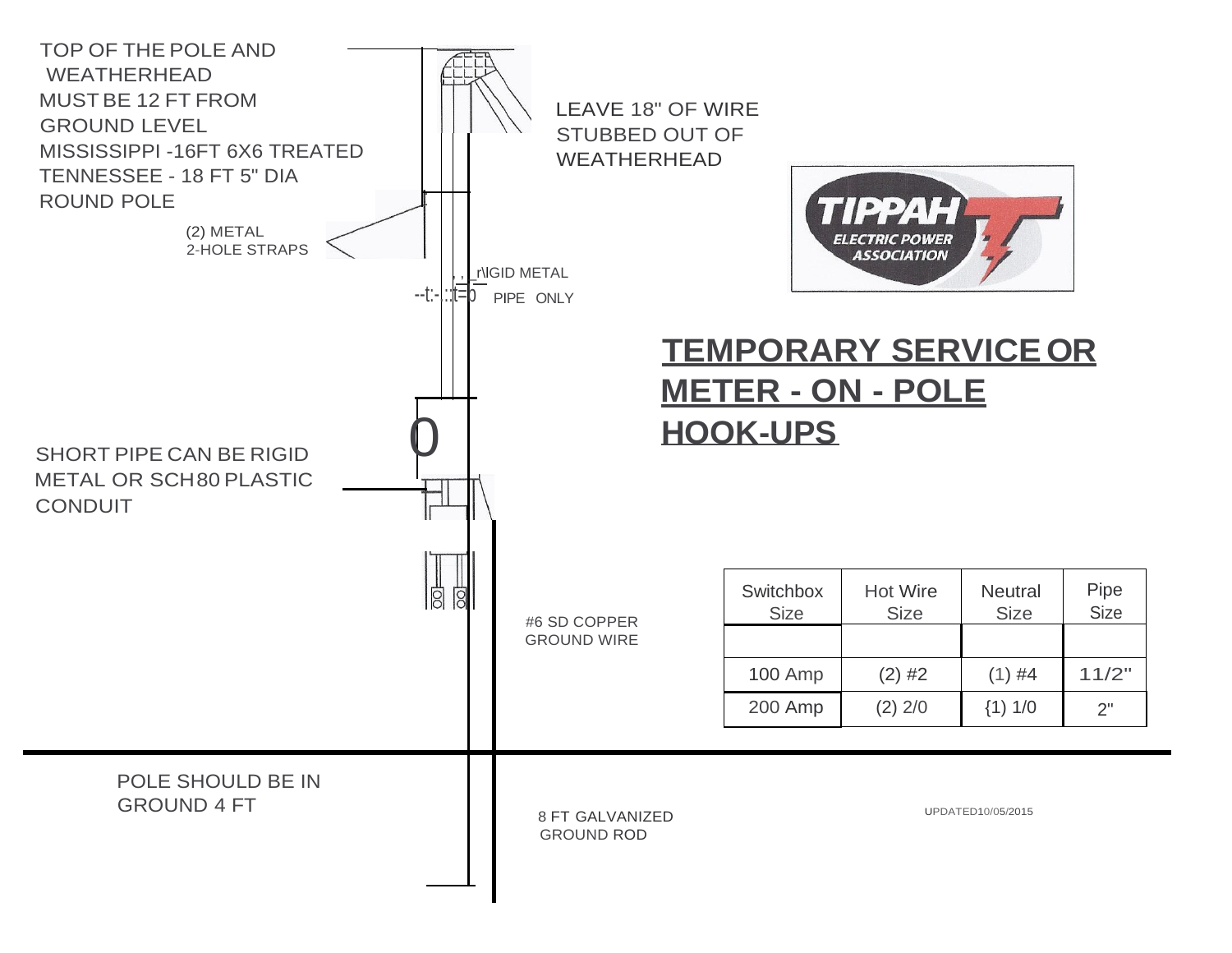# TEMPORARY SERVICE OR METER - ON - POLE HOOK-UPS

TOP OF THE POLE AND WEATHERHEAD MUST BE 12 FT FROM GROUND LEVEL
MISSISSIPPI -16FT 6X6 TREATED
TENNESSEE - 18 FT 5" DIA ROUND POLE

LEAVE 18" OF WIRE STUBBED OUT OF WEATHERHEAD

(2) METAL 2-HOLE STRAPS

RIGID METAL PIPE ONLY

SHORT PIPE CAN BE RIGID METAL OR SCH80 PLASTIC CONDUIT

#6 SD COPPER GROUND WIRE

POLE SHOULD BE IN GROUND 4 FT

8 FT GALVANIZED GROUND ROD

| Switchbox Size | Hot Wire Size | Neutral Size | Pipe Size |
| --- | --- | --- | --- |
| | | | |
| 100 Amp | (2) #2 | (1) #4 | 11/2" |
| 200 Amp | (2) 2/0 | {1) 1/0 | 2" |

UPDATED10/05/2015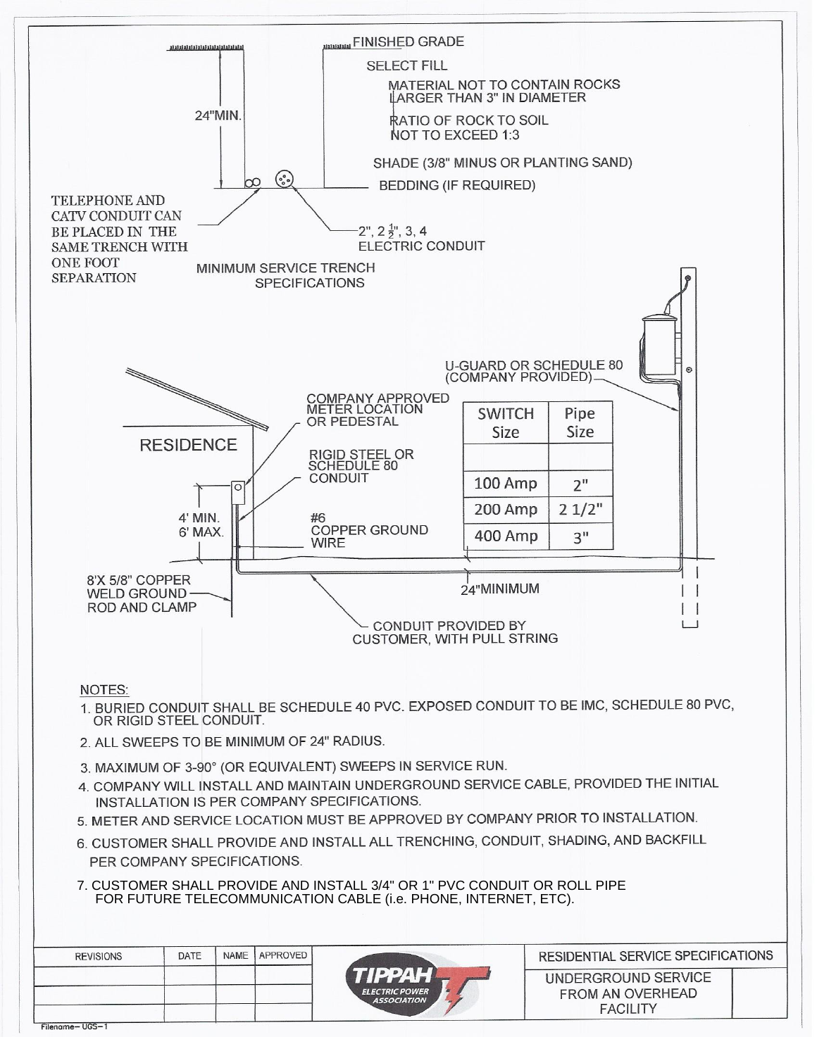FINISHED GRADE

SELECT FILL

MATERIAL NOT TO CONTAIN ROCKS LARGER THAN 3" IN DIAMETER

RATIO OF ROCK TO SOIL NOT TO EXCEED 1:3

SHADE (3/8" MINUS OR PLANTING SAND)

BEDDING (IF REQUIRED)

24"MIN.

TELEPHONE AND CATV CONDUIT CAN BE PLACED IN THE SAME TRENCH WITH ONE FOOT SEPARATION

2", 2 1/2", 3, 4 ELECTRIC CONDUIT

MINIMUM SERVICE TRENCH SPECIFICATIONS

U-GUARD OR SCHEDULE 80 (COMPANY PROVIDED)

COMPANY APPROVED METER LOCATION OR PEDESTAL

RESIDENCE

RIGID STEEL OR SCHEDULE 80 CONDUIT

#6 COPPER GROUND WIRE

4' MIN. 6' MAX.

8'X 5/8" COPPER WELD GROUND ROD AND CLAMP

24"MINIMUM

CONDUIT PROVIDED BY CUSTOMER, WITH PULL STRING

| SWITCH Size | Pipe Size |
|---|---|
| | |
| 100 Amp | 2" |
| 200 Amp | 2 1/2" |
| 400 Amp | 3" |

NOTES:

1. BURIED CONDUIT SHALL BE SCHEDULE 40 PVC. EXPOSED CONDUIT TO BE IMC, SCHEDULE 80 PVC, OR RIGID STEEL CONDUIT.
2. ALL SWEEPS TO BE MINIMUM OF 24" RADIUS.
3. MAXIMUM OF 3-90° (OR EQUIVALENT) SWEEPS IN SERVICE RUN.
4. COMPANY WILL INSTALL AND MAINTAIN UNDERGROUND SERVICE CABLE, PROVIDED THE INITIAL INSTALLATION IS PER COMPANY SPECIFICATIONS.
5. METER AND SERVICE LOCATION MUST BE APPROVED BY COMPANY PRIOR TO INSTALLATION.
6. CUSTOMER SHALL PROVIDE AND INSTALL ALL TRENCHING, CONDUIT, SHADING, AND BACKFILL PER COMPANY SPECIFICATIONS.
7. CUSTOMER SHALL PROVIDE AND INSTALL 3/4" OR 1" PVC CONDUIT OR ROLL PIPE FOR FUTURE TELECOMMUNICATION CABLE (i.e. PHONE, INTERNET, ETC).

| REVISIONS | DATE | NAME | APPROVED |
|---|---|---|---|
| | | | |
| | | | |
| | | | |

TIPPAH ELECTRIC POWER ASSOCIATION

RESIDENTIAL SERVICE SPECIFICATIONS

UNDERGROUND SERVICE FROM AN OVERHEAD FACILITY

Filename– UGS–1